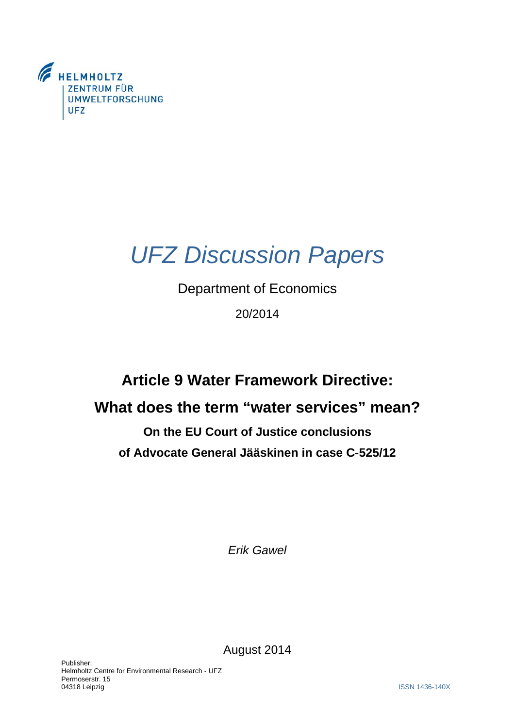HELMHOLTZ
ZENTRUM FÜR
UMWELTFORSCHUNG
UFZ

# *UFZ Discussion Papers*

Department of Economics

20/2014

## Article 9 Water Framework Directive:

## What does the term “water services” mean?

### On the EU Court of Justice conclusions

### of Advocate General Jääskinen in case C-525/12

*Erik Gawel*

August 2014

Publisher:
Helmholtz Centre for Environmental Research - UFZ
Permoserstr. 15
04318 Leipzig

ISSN 1436-140X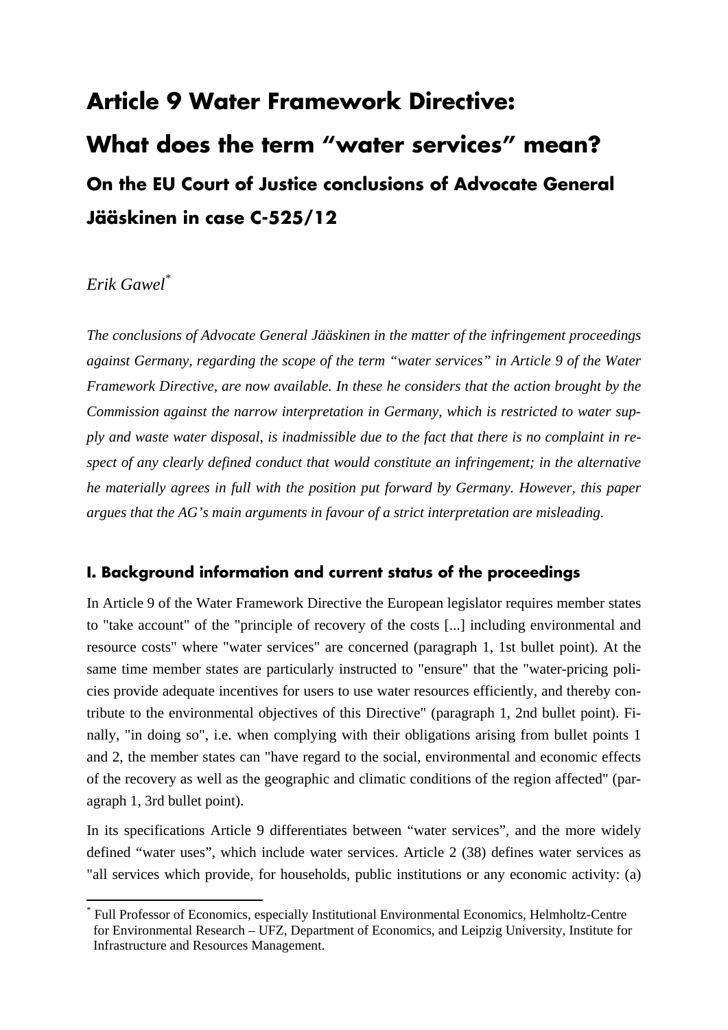# Article 9 Water Framework Directive: What does the term "water services" mean?

## On the EU Court of Justice conclusions of Advocate General Jääskinen in case C-525/12

*Erik Gawel*[*]

*The conclusions of Advocate General Jääskinen in the matter of the infringement proceedings against Germany, regarding the scope of the term "water services" in Article 9 of the Water Framework Directive, are now available. In these he considers that the action brought by the Commission against the narrow interpretation in Germany, which is restricted to water supply and waste water disposal, is inadmissible due to the fact that there is no complaint in respect of any clearly defined conduct that would constitute an infringement; in the alternative he materially agrees in full with the position put forward by Germany. However, this paper argues that the AG's main arguments in favour of a strict interpretation are misleading.*

### I. Background information and current status of the proceedings

In Article 9 of the Water Framework Directive the European legislator requires member states to "take account" of the "principle of recovery of the costs [...] including environmental and resource costs" where "water services" are concerned (paragraph 1, 1st bullet point). At the same time member states are particularly instructed to "ensure" that the "water-pricing policies provide adequate incentives for users to use water resources efficiently, and thereby contribute to the environmental objectives of this Directive" (paragraph 1, 2nd bullet point). Finally, "in doing so", i.e. when complying with their obligations arising from bullet points 1 and 2, the member states can "have regard to the social, environmental and economic effects of the recovery as well as the geographic and climatic conditions of the region affected" (paragraph 1, 3rd bullet point).

In its specifications Article 9 differentiates between "water services", and the more widely defined "water uses", which include water services. Article 2 (38) defines water services as "all services which provide, for households, public institutions or any economic activity: (a)

[*] Full Professor of Economics, especially Institutional Environmental Economics, Helmholtz-Centre for Environmental Research – UFZ, Department of Economics, and Leipzig University, Institute for Infrastructure and Resources Management.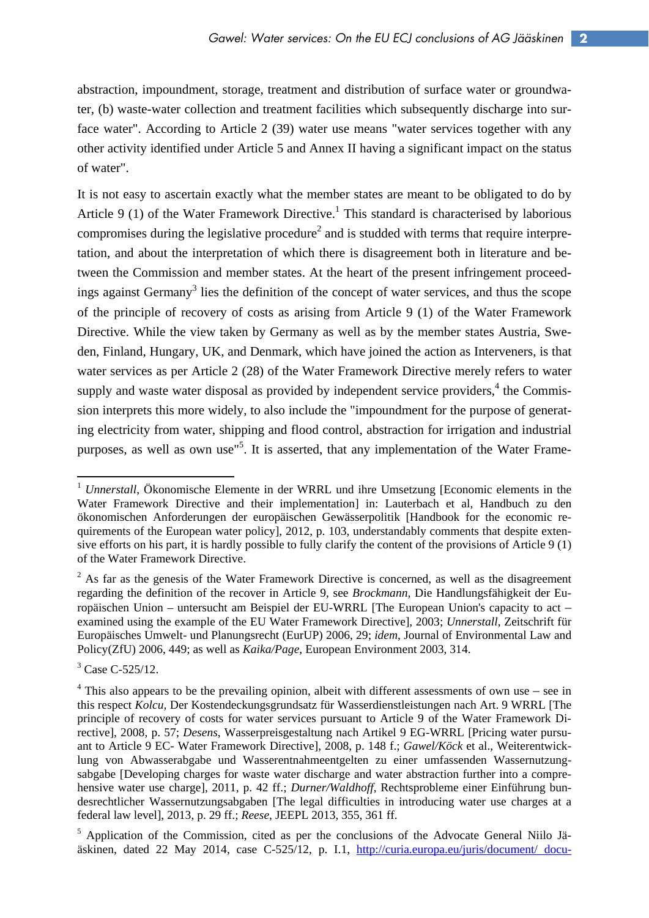abstraction, impoundment, storage, treatment and distribution of surface water or groundwater, (b) waste-water collection and treatment facilities which subsequently discharge into surface water". According to Article 2 (39) water use means "water services together with any other activity identified under Article 5 and Annex II having a significant impact on the status of water".

It is not easy to ascertain exactly what the member states are meant to be obligated to do by Article 9 (1) of the Water Framework Directive.[1] This standard is characterised by laborious compromises during the legislative procedure[2] and is studded with terms that require interpretation, and about the interpretation of which there is disagreement both in literature and between the Commission and member states. At the heart of the present infringement proceedings against Germany[3] lies the definition of the concept of water services, and thus the scope of the principle of recovery of costs as arising from Article 9 (1) of the Water Framework Directive. While the view taken by Germany as well as by the member states Austria, Sweden, Finland, Hungary, UK, and Denmark, which have joined the action as Interveners, is that water services as per Article 2 (28) of the Water Framework Directive merely refers to water supply and waste water disposal as provided by independent service providers,[4] the Commission interprets this more widely, to also include the "impoundment for the purpose of generating electricity from water, shipping and flood control, abstraction for irrigation and industrial purposes, as well as own use"[5]. It is asserted, that any implementation of the Water Frame-

---

[1] *Unnerstall*, Ökonomische Elemente in der WRRL und ihre Umsetzung [Economic elements in the Water Framework Directive and their implementation] in: Lauterbach et al, Handbuch zu den ökonomischen Anforderungen der europäischen Gewässerpolitik [Handbook for the economic requirements of the European water policy], 2012, p. 103, understandably comments that despite extensive efforts on his part, it is hardly possible to fully clarify the content of the provisions of Article 9 (1) of the Water Framework Directive.

[2] As far as the genesis of the Water Framework Directive is concerned, as well as the disagreement regarding the definition of the recover in Article 9, see *Brockmann*, Die Handlungsfähigkeit der Europäischen Union – untersucht am Beispiel der EU-WRRL [The European Union's capacity to act – examined using the example of the EU Water Framework Directive], 2003; *Unnerstall*, Zeitschrift für Europäisches Umwelt- und Planungsrecht (EurUP) 2006, 29; *idem*, Journal of Environmental Law and Policy(ZfU) 2006, 449; as well as *Kaika/Page*, European Environment 2003, 314.

[3] Case C-525/12.

[4] This also appears to be the prevailing opinion, albeit with different assessments of own use – see in this respect *Kolcu*, Der Kostendeckungsgrundsatz für Wasserdienstleistungen nach Art. 9 WRRL [The principle of recovery of costs for water services pursuant to Article 9 of the Water Framework Directive], 2008, p. 57; *Desens*, Wasserpreisgestaltung nach Artikel 9 EG-WRRL [Pricing water pursuant to Article 9 EC- Water Framework Directive], 2008, p. 148 f.; *Gawel/Köck* et al., Weiterentwicklung von Abwasserabgabe und Wasserentnahmeentgelten zu einer umfassenden Wassernutzungsabgabe [Developing charges for waste water discharge and water abstraction further into a comprehensive water use charge], 2011, p. 42 ff.; *Durner/Waldhoff*, Rechtsprobleme einer Einführung bundesrechtlicher Wassernutzungsabgaben [The legal difficulties in introducing water use charges at a federal law level], 2013, p. 29 ff.; *Reese*, JEEPL 2013, 355, 361 ff.

[5] Application of the Commission, cited as per the conclusions of the Advocate General Niilo Jääskinen, dated 22 May 2014, case C-525/12, p. I.1, http://curia.europa.eu/juris/document/ docu-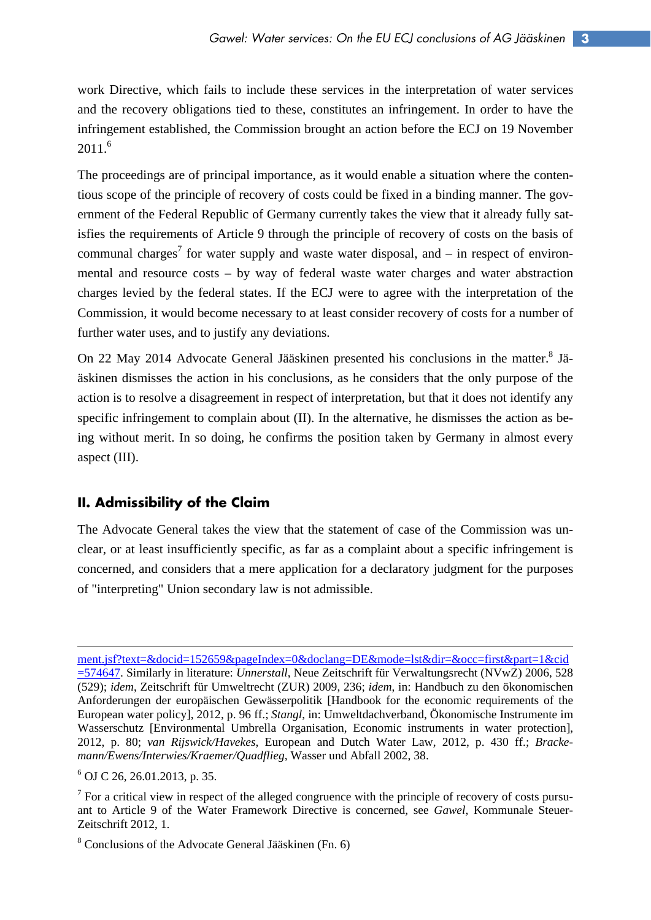work Directive, which fails to include these services in the interpretation of water services and the recovery obligations tied to these, constitutes an infringement. In order to have the infringement established, the Commission brought an action before the ECJ on 19 November 2011.[6]

The proceedings are of principal importance, as it would enable a situation where the contentious scope of the principle of recovery of costs could be fixed in a binding manner. The government of the Federal Republic of Germany currently takes the view that it already fully satisfies the requirements of Article 9 through the principle of recovery of costs on the basis of communal charges[7] for water supply and waste water disposal, and – in respect of environmental and resource costs – by way of federal waste water charges and water abstraction charges levied by the federal states. If the ECJ were to agree with the interpretation of the Commission, it would become necessary to at least consider recovery of costs for a number of further water uses, and to justify any deviations.

On 22 May 2014 Advocate General Jääskinen presented his conclusions in the matter.[8] Jääskinen dismisses the action in his conclusions, as he considers that the only purpose of the action is to resolve a disagreement in respect of interpretation, but that it does not identify any specific infringement to complain about (II). In the alternative, he dismisses the action as being without merit. In so doing, he confirms the position taken by Germany in almost every aspect (III).

## II. Admissibility of the Claim

The Advocate General takes the view that the statement of case of the Commission was unclear, or at least insufficiently specific, as far as a complaint about a specific infringement is concerned, and considers that a mere application for a declaratory judgment for the purposes of "interpreting" Union secondary law is not admissible.

---

ment.jsf?text=&docid=152659&pageIndex=0&doclang=DE&mode=lst&dir=&occ=first&part=1&cid=574647. Similarly in literature: *Unnerstall*, Neue Zeitschrift für Verwaltungsrecht (NVwZ) 2006, 528 (529); *idem*, Zeitschrift für Umweltrecht (ZUR) 2009, 236; *idem*, in: Handbuch zu den ökonomischen Anforderungen der europäischen Gewässerpolitik [Handbook for the economic requirements of the European water policy], 2012, p. 96 ff.; *Stangl*, in: Umweltdachverband, Ökonomische Instrumente im Wasserschutz [Environmental Umbrella Organisation, Economic instruments in water protection], 2012, p. 80; *van Rijswick/Havekes*, European and Dutch Water Law, 2012, p. 430 ff.; *Brackemann/Ewens/Interwies/Kraemer/Quadflieg*, Wasser und Abfall 2002, 38.

[6] OJ C 26, 26.01.2013, p. 35.

[7] For a critical view in respect of the alleged congruence with the principle of recovery of costs pursuant to Article 9 of the Water Framework Directive is concerned, see *Gawel*, Kommunale Steuer-Zeitschrift 2012, 1.

[8] Conclusions of the Advocate General Jääskinen (Fn. 6)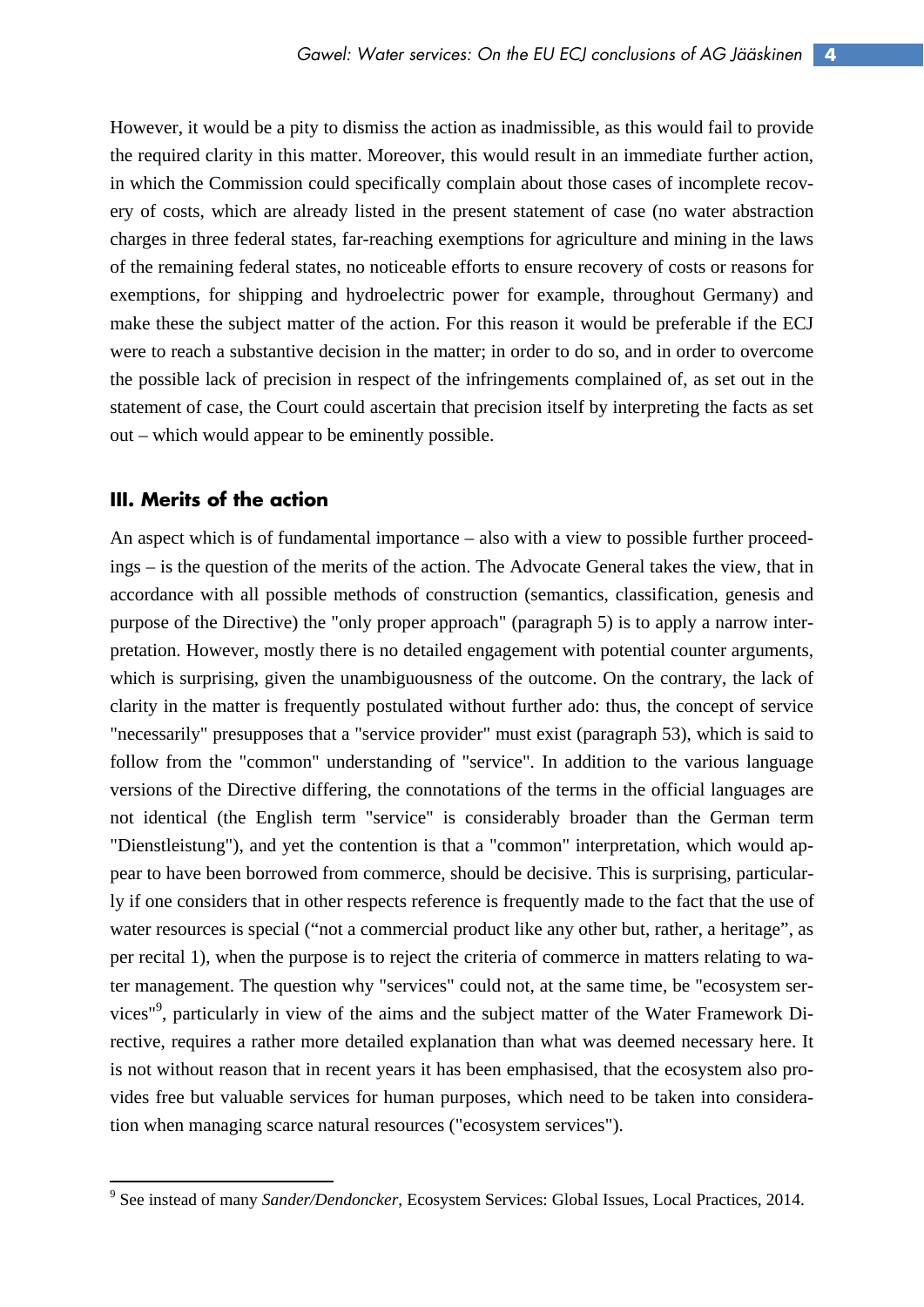However, it would be a pity to dismiss the action as inadmissible, as this would fail to provide the required clarity in this matter. Moreover, this would result in an immediate further action, in which the Commission could specifically complain about those cases of incomplete recovery of costs, which are already listed in the present statement of case (no water abstraction charges in three federal states, far-reaching exemptions for agriculture and mining in the laws of the remaining federal states, no noticeable efforts to ensure recovery of costs or reasons for exemptions, for shipping and hydroelectric power for example, throughout Germany) and make these the subject matter of the action. For this reason it would be preferable if the ECJ were to reach a substantive decision in the matter; in order to do so, and in order to overcome the possible lack of precision in respect of the infringements complained of, as set out in the statement of case, the Court could ascertain that precision itself by interpreting the facts as set out – which would appear to be eminently possible.

## III. Merits of the action

An aspect which is of fundamental importance – also with a view to possible further proceedings – is the question of the merits of the action. The Advocate General takes the view, that in accordance with all possible methods of construction (semantics, classification, genesis and purpose of the Directive) the "only proper approach" (paragraph 5) is to apply a narrow interpretation. However, mostly there is no detailed engagement with potential counter arguments, which is surprising, given the unambiguousness of the outcome. On the contrary, the lack of clarity in the matter is frequently postulated without further ado: thus, the concept of service "necessarily" presupposes that a "service provider" must exist (paragraph 53), which is said to follow from the "common" understanding of "service". In addition to the various language versions of the Directive differing, the connotations of the terms in the official languages are not identical (the English term "service" is considerably broader than the German term "Dienstleistung"), and yet the contention is that a "common" interpretation, which would appear to have been borrowed from commerce, should be decisive. This is surprising, particularly if one considers that in other respects reference is frequently made to the fact that the use of water resources is special ("not a commercial product like any other but, rather, a heritage", as per recital 1), when the purpose is to reject the criteria of commerce in matters relating to water management. The question why "services" could not, at the same time, be "ecosystem services"[9], particularly in view of the aims and the subject matter of the Water Framework Directive, requires a rather more detailed explanation than what was deemed necessary here. It is not without reason that in recent years it has been emphasised, that the ecosystem also provides free but valuable services for human purposes, which need to be taken into consideration when managing scarce natural resources ("ecosystem services").

[9] See instead of many *Sander/Dendoncker*, Ecosystem Services: Global Issues, Local Practices, 2014.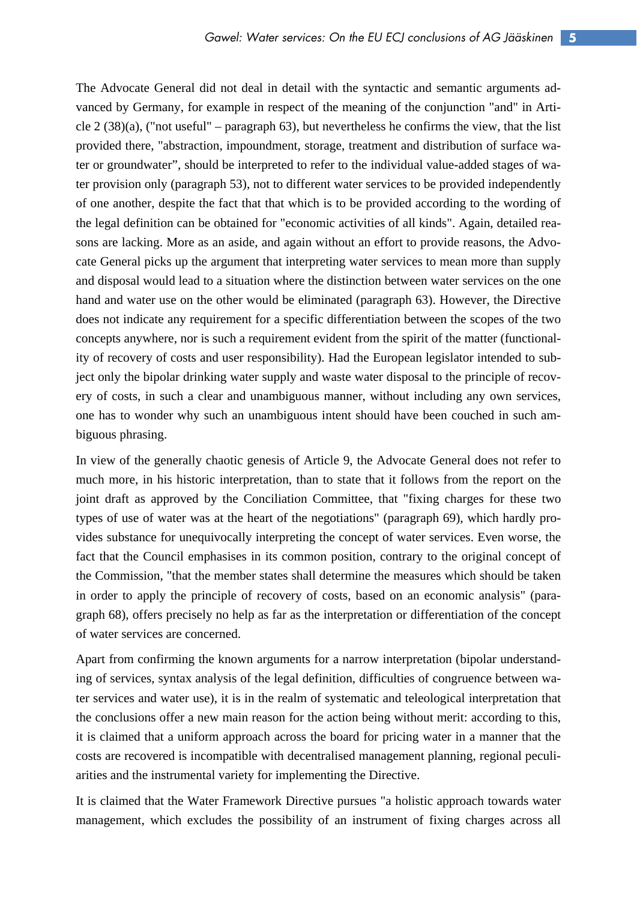The Advocate General did not deal in detail with the syntactic and semantic arguments advanced by Germany, for example in respect of the meaning of the conjunction "and" in Article 2 (38)(a), ("not useful" – paragraph 63), but nevertheless he confirms the view, that the list provided there, "abstraction, impoundment, storage, treatment and distribution of surface water or groundwater", should be interpreted to refer to the individual value-added stages of water provision only (paragraph 53), not to different water services to be provided independently of one another, despite the fact that that which is to be provided according to the wording of the legal definition can be obtained for "economic activities of all kinds". Again, detailed reasons are lacking. More as an aside, and again without an effort to provide reasons, the Advocate General picks up the argument that interpreting water services to mean more than supply and disposal would lead to a situation where the distinction between water services on the one hand and water use on the other would be eliminated (paragraph 63). However, the Directive does not indicate any requirement for a specific differentiation between the scopes of the two concepts anywhere, nor is such a requirement evident from the spirit of the matter (functionality of recovery of costs and user responsibility). Had the European legislator intended to subject only the bipolar drinking water supply and waste water disposal to the principle of recovery of costs, in such a clear and unambiguous manner, without including any own services, one has to wonder why such an unambiguous intent should have been couched in such ambiguous phrasing.

In view of the generally chaotic genesis of Article 9, the Advocate General does not refer to much more, in his historic interpretation, than to state that it follows from the report on the joint draft as approved by the Conciliation Committee, that "fixing charges for these two types of use of water was at the heart of the negotiations" (paragraph 69), which hardly provides substance for unequivocally interpreting the concept of water services. Even worse, the fact that the Council emphasises in its common position, contrary to the original concept of the Commission, "that the member states shall determine the measures which should be taken in order to apply the principle of recovery of costs, based on an economic analysis" (paragraph 68), offers precisely no help as far as the interpretation or differentiation of the concept of water services are concerned.

Apart from confirming the known arguments for a narrow interpretation (bipolar understanding of services, syntax analysis of the legal definition, difficulties of congruence between water services and water use), it is in the realm of systematic and teleological interpretation that the conclusions offer a new main reason for the action being without merit: according to this, it is claimed that a uniform approach across the board for pricing water in a manner that the costs are recovered is incompatible with decentralised management planning, regional peculiarities and the instrumental variety for implementing the Directive.

It is claimed that the Water Framework Directive pursues "a holistic approach towards water management, which excludes the possibility of an instrument of fixing charges across all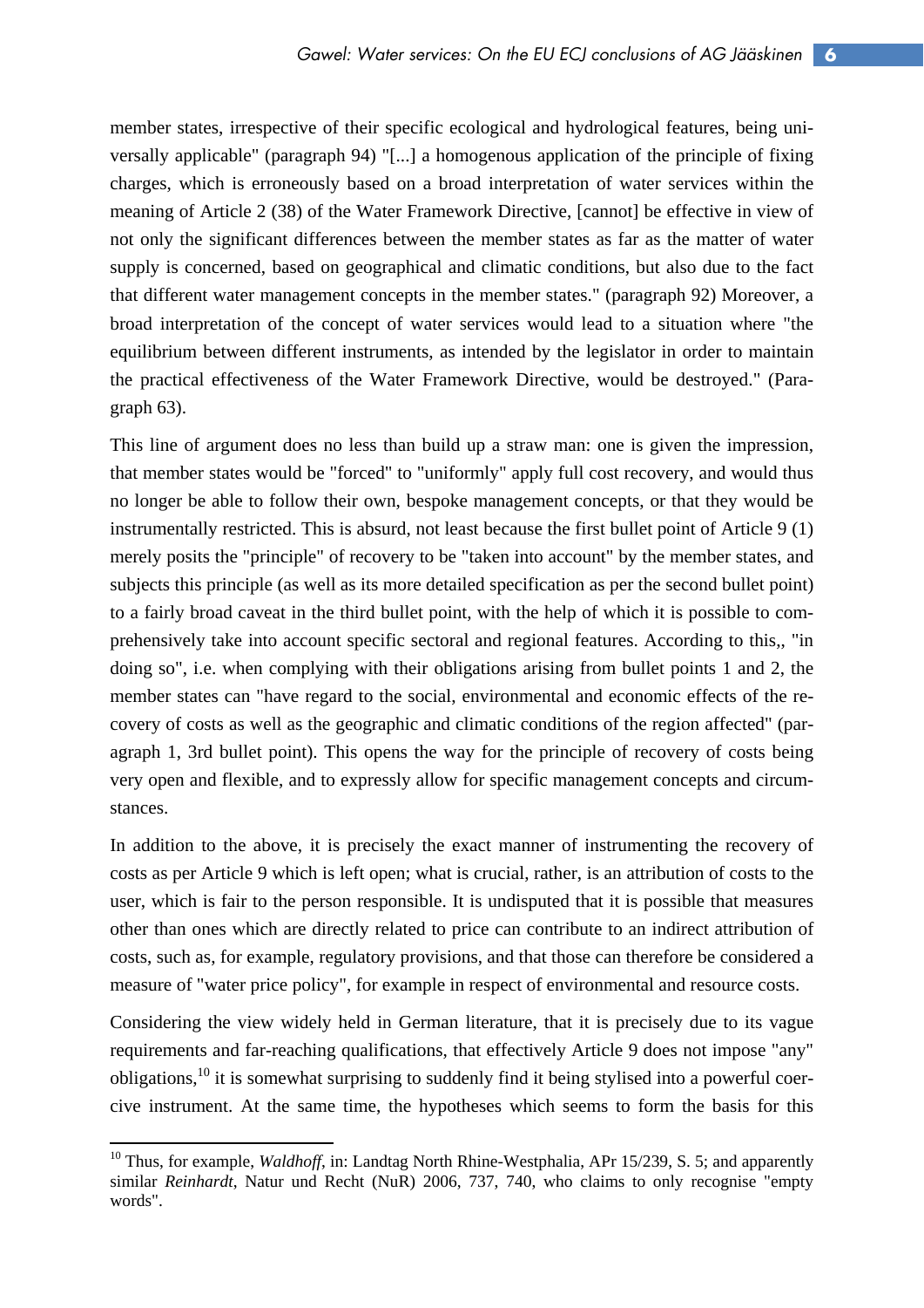member states, irrespective of their specific ecological and hydrological features, being universally applicable" (paragraph 94) "[...] a homogenous application of the principle of fixing charges, which is erroneously based on a broad interpretation of water services within the meaning of Article 2 (38) of the Water Framework Directive, [cannot] be effective in view of not only the significant differences between the member states as far as the matter of water supply is concerned, based on geographical and climatic conditions, but also due to the fact that different water management concepts in the member states." (paragraph 92) Moreover, a broad interpretation of the concept of water services would lead to a situation where "the equilibrium between different instruments, as intended by the legislator in order to maintain the practical effectiveness of the Water Framework Directive, would be destroyed." (Paragraph 63).

This line of argument does no less than build up a straw man: one is given the impression, that member states would be "forced" to "uniformly" apply full cost recovery, and would thus no longer be able to follow their own, bespoke management concepts, or that they would be instrumentally restricted. This is absurd, not least because the first bullet point of Article 9 (1) merely posits the "principle" of recovery to be "taken into account" by the member states, and subjects this principle (as well as its more detailed specification as per the second bullet point) to a fairly broad caveat in the third bullet point, with the help of which it is possible to comprehensively take into account specific sectoral and regional features. According to this,, "in doing so", i.e. when complying with their obligations arising from bullet points 1 and 2, the member states can "have regard to the social, environmental and economic effects of the recovery of costs as well as the geographic and climatic conditions of the region affected" (paragraph 1, 3rd bullet point). This opens the way for the principle of recovery of costs being very open and flexible, and to expressly allow for specific management concepts and circumstances.

In addition to the above, it is precisely the exact manner of instrumenting the recovery of costs as per Article 9 which is left open; what is crucial, rather, is an attribution of costs to the user, which is fair to the person responsible. It is undisputed that it is possible that measures other than ones which are directly related to price can contribute to an indirect attribution of costs, such as, for example, regulatory provisions, and that those can therefore be considered a measure of "water price policy", for example in respect of environmental and resource costs.

Considering the view widely held in German literature, that it is precisely due to its vague requirements and far-reaching qualifications, that effectively Article 9 does not impose "any" obligations,[10] it is somewhat surprising to suddenly find it being stylised into a powerful coercive instrument. At the same time, the hypotheses which seems to form the basis for this

[10] Thus, for example, *Waldhoff*, in: Landtag North Rhine-Westphalia, APr 15/239, S. 5; and apparently similar *Reinhardt*, Natur und Recht (NuR) 2006, 737, 740, who claims to only recognise "empty words".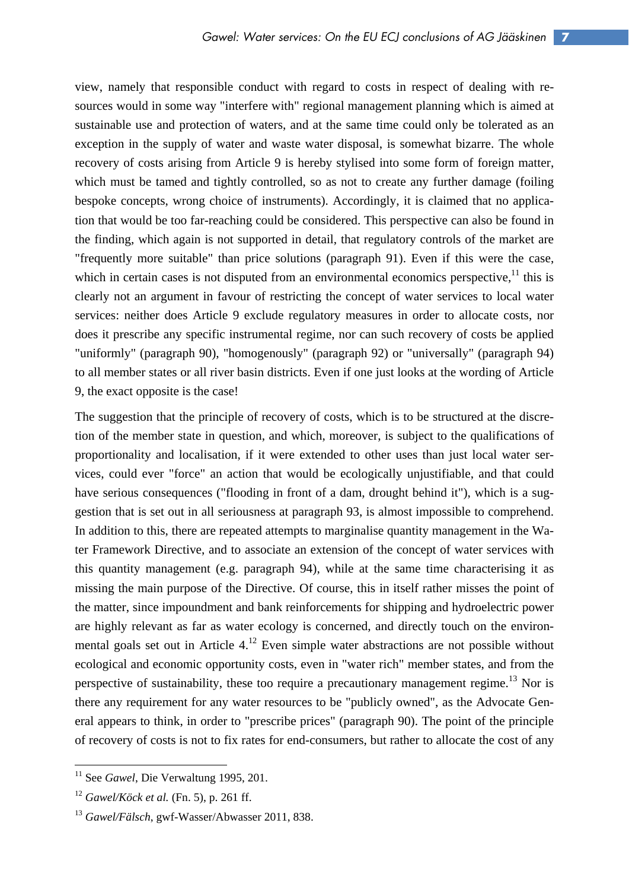view, namely that responsible conduct with regard to costs in respect of dealing with resources would in some way "interfere with" regional management planning which is aimed at sustainable use and protection of waters, and at the same time could only be tolerated as an exception in the supply of water and waste water disposal, is somewhat bizarre. The whole recovery of costs arising from Article 9 is hereby stylised into some form of foreign matter, which must be tamed and tightly controlled, so as not to create any further damage (foiling bespoke concepts, wrong choice of instruments). Accordingly, it is claimed that no application that would be too far-reaching could be considered. This perspective can also be found in the finding, which again is not supported in detail, that regulatory controls of the market are "frequently more suitable" than price solutions (paragraph 91). Even if this were the case, which in certain cases is not disputed from an environmental economics perspective,[11] this is clearly not an argument in favour of restricting the concept of water services to local water services: neither does Article 9 exclude regulatory measures in order to allocate costs, nor does it prescribe any specific instrumental regime, nor can such recovery of costs be applied "uniformly" (paragraph 90), "homogenously" (paragraph 92) or "universally" (paragraph 94) to all member states or all river basin districts. Even if one just looks at the wording of Article 9, the exact opposite is the case!

The suggestion that the principle of recovery of costs, which is to be structured at the discretion of the member state in question, and which, moreover, is subject to the qualifications of proportionality and localisation, if it were extended to other uses than just local water services, could ever "force" an action that would be ecologically unjustifiable, and that could have serious consequences ("flooding in front of a dam, drought behind it"), which is a suggestion that is set out in all seriousness at paragraph 93, is almost impossible to comprehend. In addition to this, there are repeated attempts to marginalise quantity management in the Water Framework Directive, and to associate an extension of the concept of water services with this quantity management (e.g. paragraph 94), while at the same time characterising it as missing the main purpose of the Directive. Of course, this in itself rather misses the point of the matter, since impoundment and bank reinforcements for shipping and hydroelectric power are highly relevant as far as water ecology is concerned, and directly touch on the environmental goals set out in Article 4.[12] Even simple water abstractions are not possible without ecological and economic opportunity costs, even in "water rich" member states, and from the perspective of sustainability, these too require a precautionary management regime.[13] Nor is there any requirement for any water resources to be "publicly owned", as the Advocate General appears to think, in order to "prescribe prices" (paragraph 90). The point of the principle of recovery of costs is not to fix rates for end-consumers, but rather to allocate the cost of any

---

[11] See *Gawel*, Die Verwaltung 1995, 201.

[12] *Gawel/Köck et al.* (Fn. 5), p. 261 ff.

[13] *Gawel/Fälsch*, gwf-Wasser/Abwasser 2011, 838.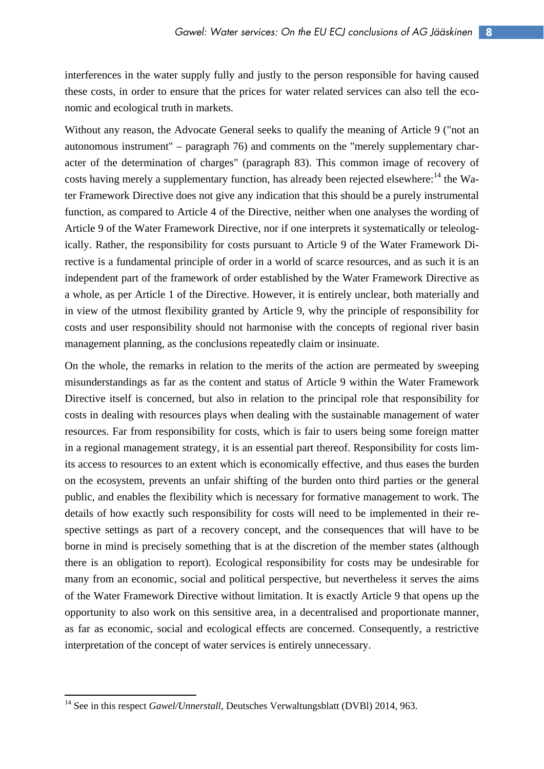interferences in the water supply fully and justly to the person responsible for having caused these costs, in order to ensure that the prices for water related services can also tell the economic and ecological truth in markets.

Without any reason, the Advocate General seeks to qualify the meaning of Article 9 ("not an autonomous instrument" – paragraph 76) and comments on the "merely supplementary character of the determination of charges" (paragraph 83). This common image of recovery of costs having merely a supplementary function, has already been rejected elsewhere:[14] the Water Framework Directive does not give any indication that this should be a purely instrumental function, as compared to Article 4 of the Directive, neither when one analyses the wording of Article 9 of the Water Framework Directive, nor if one interprets it systematically or teleologically. Rather, the responsibility for costs pursuant to Article 9 of the Water Framework Directive is a fundamental principle of order in a world of scarce resources, and as such it is an independent part of the framework of order established by the Water Framework Directive as a whole, as per Article 1 of the Directive. However, it is entirely unclear, both materially and in view of the utmost flexibility granted by Article 9, why the principle of responsibility for costs and user responsibility should not harmonise with the concepts of regional river basin management planning, as the conclusions repeatedly claim or insinuate.

On the whole, the remarks in relation to the merits of the action are permeated by sweeping misunderstandings as far as the content and status of Article 9 within the Water Framework Directive itself is concerned, but also in relation to the principal role that responsibility for costs in dealing with resources plays when dealing with the sustainable management of water resources. Far from responsibility for costs, which is fair to users being some foreign matter in a regional management strategy, it is an essential part thereof. Responsibility for costs limits access to resources to an extent which is economically effective, and thus eases the burden on the ecosystem, prevents an unfair shifting of the burden onto third parties or the general public, and enables the flexibility which is necessary for formative management to work. The details of how exactly such responsibility for costs will need to be implemented in their respective settings as part of a recovery concept, and the consequences that will have to be borne in mind is precisely something that is at the discretion of the member states (although there is an obligation to report). Ecological responsibility for costs may be undesirable for many from an economic, social and political perspective, but nevertheless it serves the aims of the Water Framework Directive without limitation. It is exactly Article 9 that opens up the opportunity to also work on this sensitive area, in a decentralised and proportionate manner, as far as economic, social and ecological effects are concerned. Consequently, a restrictive interpretation of the concept of water services is entirely unnecessary.

---

[14] See in this respect *Gawel/Unnerstall*, Deutsches Verwaltungsblatt (DVBl) 2014, 963.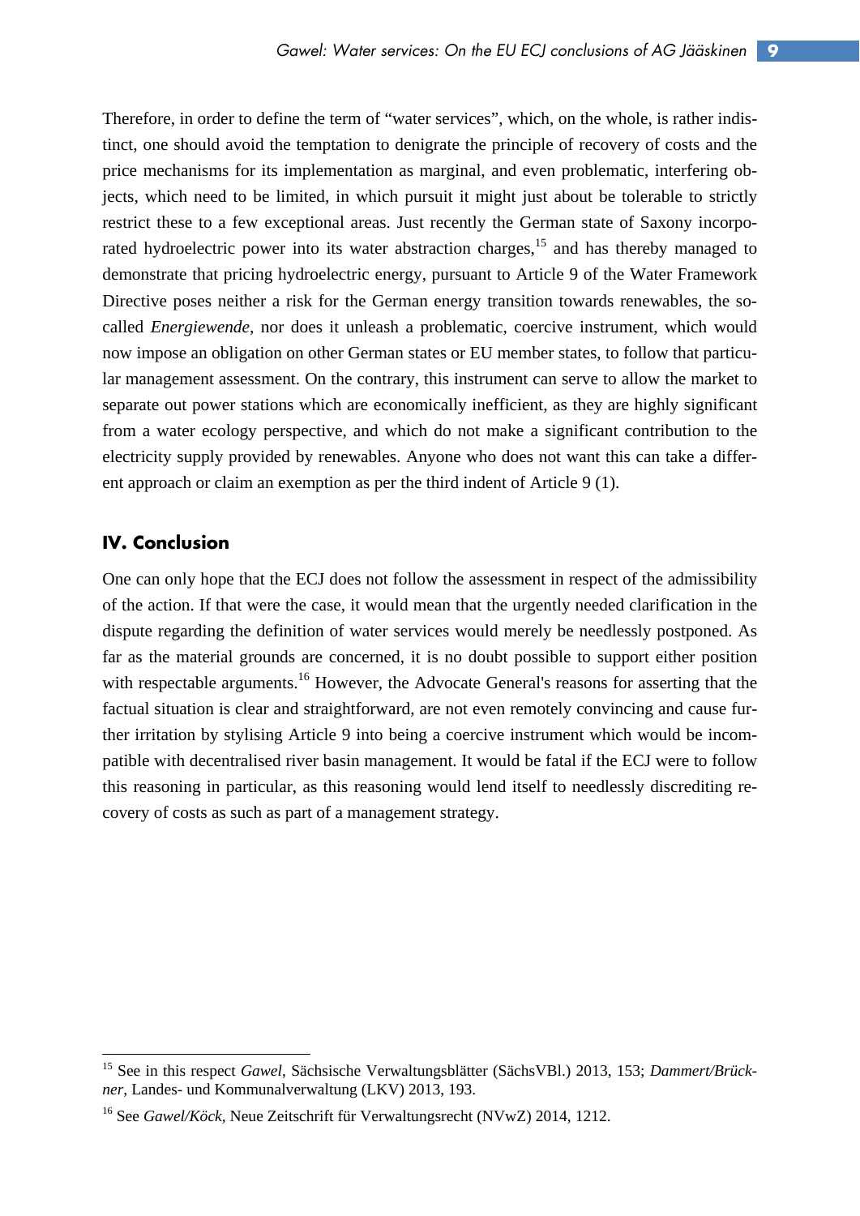Therefore, in order to define the term of "water services", which, on the whole, is rather indistinct, one should avoid the temptation to denigrate the principle of recovery of costs and the price mechanisms for its implementation as marginal, and even problematic, interfering objects, which need to be limited, in which pursuit it might just about be tolerable to strictly restrict these to a few exceptional areas. Just recently the German state of Saxony incorporated hydroelectric power into its water abstraction charges,[15] and has thereby managed to demonstrate that pricing hydroelectric energy, pursuant to Article 9 of the Water Framework Directive poses neither a risk for the German energy transition towards renewables, the so-called *Energiewende*, nor does it unleash a problematic, coercive instrument, which would now impose an obligation on other German states or EU member states, to follow that particular management assessment. On the contrary, this instrument can serve to allow the market to separate out power stations which are economically inefficient, as they are highly significant from a water ecology perspective, and which do not make a significant contribution to the electricity supply provided by renewables. Anyone who does not want this can take a different approach or claim an exemption as per the third indent of Article 9 (1).

## IV. Conclusion

One can only hope that the ECJ does not follow the assessment in respect of the admissibility of the action. If that were the case, it would mean that the urgently needed clarification in the dispute regarding the definition of water services would merely be needlessly postponed. As far as the material grounds are concerned, it is no doubt possible to support either position with respectable arguments.[16] However, the Advocate General's reasons for asserting that the factual situation is clear and straightforward, are not even remotely convincing and cause further irritation by stylising Article 9 into being a coercive instrument which would be incompatible with decentralised river basin management. It would be fatal if the ECJ were to follow this reasoning in particular, as this reasoning would lend itself to needlessly discrediting recovery of costs as such as part of a management strategy.

---

[15] See in this respect *Gawel*, Sächsische Verwaltungsblätter (SächsVBl.) 2013, 153; *Dammert/Brückner*, Landes- und Kommunalverwaltung (LKV) 2013, 193.

[16] See *Gawel/Köck*, Neue Zeitschrift für Verwaltungsrecht (NVwZ) 2014, 1212.